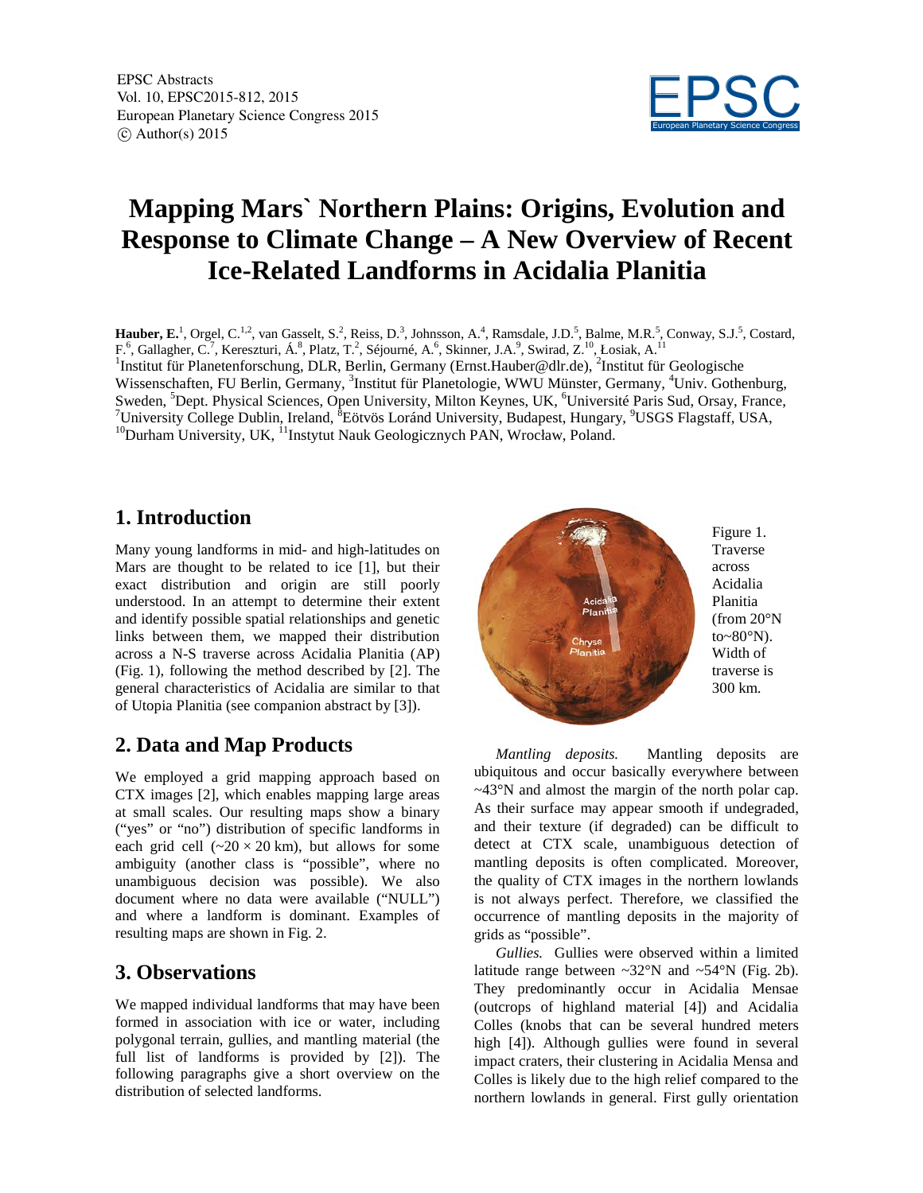# Mapping Mars` Northern Plains: Origins, Evolution and Response to Climate Change – A New Overview of Recent Ice-Related Landforms in Acidalia Planitia

**Hauber, E.**[1], Orgel, C.[1,2], van Gasselt, S.[2], Reiss, D.[3], Johnsson, A.[4], Ramsdale, J.D.[5], Balme, M.R.[5], Conway, S.J.[5], Costard, F.[6], Gallagher, C.[7], Kereszturi, Á.[8], Platz, T.[2], Séjourné, A.[6], Skinner, J.A.[9], Swirad, Z.[10], Łosiak, A.[11]

[1]Institut für Planetenforschung, DLR, Berlin, Germany (Ernst.Hauber@dlr.de), [2]Institut für Geologische Wissenschaften, FU Berlin, Germany, [3]Institut für Planetologie, WWU Münster, Germany, [4]Univ. Gothenburg, Sweden, [5]Dept. Physical Sciences, Open University, Milton Keynes, UK, [6]Université Paris Sud, Orsay, France, [7]University College Dublin, Ireland, [8]Eötvös Loránd University, Budapest, Hungary, [9]USGS Flagstaff, USA, [10]Durham University, UK, [11]Instytut Nauk Geologicznych PAN, Wrocław, Poland.

## 1. Introduction

Many young landforms in mid- and high-latitudes on Mars are thought to be related to ice [1], but their exact distribution and origin are still poorly understood. In an attempt to determine their extent and identify possible spatial relationships and genetic links between them, we mapped their distribution across a N-S traverse across Acidalia Planitia (AP) (Fig. 1), following the method described by [2]. The general characteristics of Acidalia are similar to that of Utopia Planitia (see companion abstract by [3]).

## 2. Data and Map Products

We employed a grid mapping approach based on CTX images [2], which enables mapping large areas at small scales. Our resulting maps show a binary ("yes" or "no") distribution of specific landforms in each grid cell (~20 × 20 km), but allows for some ambiguity (another class is "possible", where no unambiguous decision was possible). We also document where no data were available ("NULL") and where a landform is dominant. Examples of resulting maps are shown in Fig. 2.

## 3. Observations

We mapped individual landforms that may have been formed in association with ice or water, including polygonal terrain, gullies, and mantling material (the full list of landforms is provided by [2]). The following paragraphs give a short overview on the distribution of selected landforms.

Figure 1. Traverse across Acidalia Planitia (from 20°N to~80°N). Width of traverse is 300 km.

*Mantling deposits.* Mantling deposits are ubiquitous and occur basically everywhere between ~43°N and almost the margin of the north polar cap. As their surface may appear smooth if undegraded, and their texture (if degraded) can be difficult to detect at CTX scale, unambiguous detection of mantling deposits is often complicated. Moreover, the quality of CTX images in the northern lowlands is not always perfect. Therefore, we classified the occurrence of mantling deposits in the majority of grids as "possible".

*Gullies.* Gullies were observed within a limited latitude range between ~32°N and ~54°N (Fig. 2b). They predominantly occur in Acidalia Mensae (outcrops of highland material [4]) and Acidalia Colles (knobs that can be several hundred meters high [4]). Although gullies were found in several impact craters, their clustering in Acidalia Mensa and Colles is likely due to the high relief compared to the northern lowlands in general. First gully orientation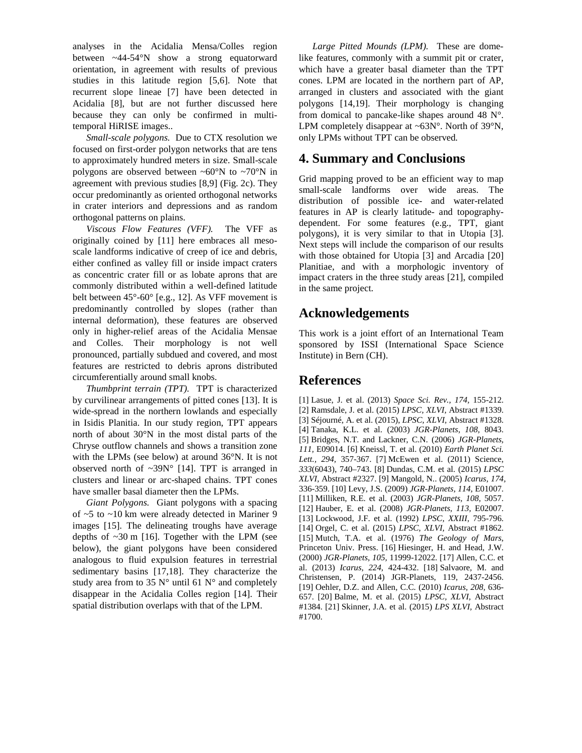analyses in the Acidalia Mensa/Colles region between ~44-54°N show a strong equatorward orientation, in agreement with results of previous studies in this latitude region [5,6]. Note that recurrent slope lineae [7] have been detected in Acidalia [8], but are not further discussed here because they can only be confirmed in multi-temporal HiRISE images..

*Small-scale polygons.* Due to CTX resolution we focused on first-order polygon networks that are tens to approximately hundred meters in size. Small-scale polygons are observed between ~60°N to ~70°N in agreement with previous studies [8,9] (Fig. 2c). They occur predominantly as oriented orthogonal networks in crater interiors and depressions and as random orthogonal patterns on plains.

*Viscous Flow Features (VFF).* The VFF as originally coined by [11] here embraces all meso-scale landforms indicative of creep of ice and debris, either confined as valley fill or inside impact craters as concentric crater fill or as lobate aprons that are commonly distributed within a well-defined latitude belt between 45°-60° [e.g., 12]. As VFF movement is predominantly controlled by slopes (rather than internal deformation), these features are observed only in higher-relief areas of the Acidalia Mensae and Colles. Their morphology is not well pronounced, partially subdued and covered, and most features are restricted to debris aprons distributed circumferentially around small knobs.

*Thumbprint terrain (TPT).* TPT is characterized by curvilinear arrangements of pitted cones [13]. It is wide-spread in the northern lowlands and especially in Isidis Planitia. In our study region, TPT appears north of about 30°N in the most distal parts of the Chryse outflow channels and shows a transition zone with the LPMs (see below) at around 36°N. It is not observed north of ~39N° [14]. TPT is arranged in clusters and linear or arc-shaped chains. TPT cones have smaller basal diameter then the LPMs.

*Giant Polygons.* Giant polygons with a spacing of ~5 to ~10 km were already detected in Mariner 9 images [15]. The delineating troughs have average depths of ~30 m [16]. Together with the LPM (see below), the giant polygons have been considered analogous to fluid expulsion features in terrestrial sedimentary basins [17,18]. They characterize the study area from to 35 N° until 61 N° and completely disappear in the Acidalia Colles region [14]. Their spatial distribution overlaps with that of the LPM.

*Large Pitted Mounds (LPM).* These are dome-like features, commonly with a summit pit or crater, which have a greater basal diameter than the TPT cones. LPM are located in the northern part of AP, arranged in clusters and associated with the giant polygons [14,19]. Their morphology is changing from domical to pancake-like shapes around 48 N°. LPM completely disappear at ~63N°. North of 39°N, only LPMs without TPT can be observed.

# 4. Summary and Conclusions

Grid mapping proved to be an efficient way to map small-scale landforms over wide areas. The distribution of possible ice- and water-related features in AP is clearly latitude- and topography-dependent. For some features (e.g., TPT, giant polygons), it is very similar to that in Utopia [3]. Next steps will include the comparison of our results with those obtained for Utopia [3] and Arcadia [20] Planitiae, and with a morphologic inventory of impact craters in the three study areas [21], compiled in the same project.

# Acknowledgements

This work is a joint effort of an International Team sponsored by ISSI (International Space Science Institute) in Bern (CH).

# References

[1] Lasue, J. et al. (2013) *Space Sci. Rev., 174,* 155-212. [2] Ramsdale, J. et al. (2015) *LPSC, XLVI,* Abstract #1339. [3] Séjourné, A. et al. (2015), *LPSC, XLVI,* Abstract #1328. [4] Tanaka, K.L. et al. (2003) *JGR-Planets, 108,* 8043. [5] Bridges, N.T. and Lackner, C.N. (2006) *JGR-Planets, 111,* E09014. [6] Kneissl, T. et al. (2010) *Earth Planet Sci. Lett., 294,* 357-367. [7] McEwen et al. (2011) Science, *333*(6043), 740–743. [8] Dundas, C.M. et al. (2015) *LPSC XLVI,* Abstract #2327. [9] Mangold, N.. (2005) *Icarus, 174,* 336-359. [10] Levy, J.S. (2009) *JGR-Planets, 114,* E01007. [11] Milliken, R.E. et al. (2003) *JGR-Planets, 108,* 5057. [12] Hauber, E. et al. (2008) *JGR-Planets, 113,* E02007. [13] Lockwood, J.F. et al. (1992) *LPSC, XXIII,* 795-796. [14] Orgel, C. et al. (2015) *LPSC, XLVI,* Abstract #1862. [15] Mutch, T.A. et al. (1976) *The Geology of Mars,* Princeton Univ. Press. [16] Hiesinger, H. and Head, J.W. (2000) *JGR-Planets, 105,* 11999-12022. [17] Allen, C.C. et al. (2013) *Icarus, 224,* 424-432. [18] Salvaore, M. and Christensen, P. (2014) JGR-Planets, 119, 2437-2456. [19] Oehler, D.Z. and Allen, C.C. (2010) *Icarus, 208,* 636-657. [20] Balme, M. et al. (2015) *LPSC, XLVI,* Abstract #1384. [21] Skinner, J.A. et al. (2015) *LPS XLVI,* Abstract #1700.